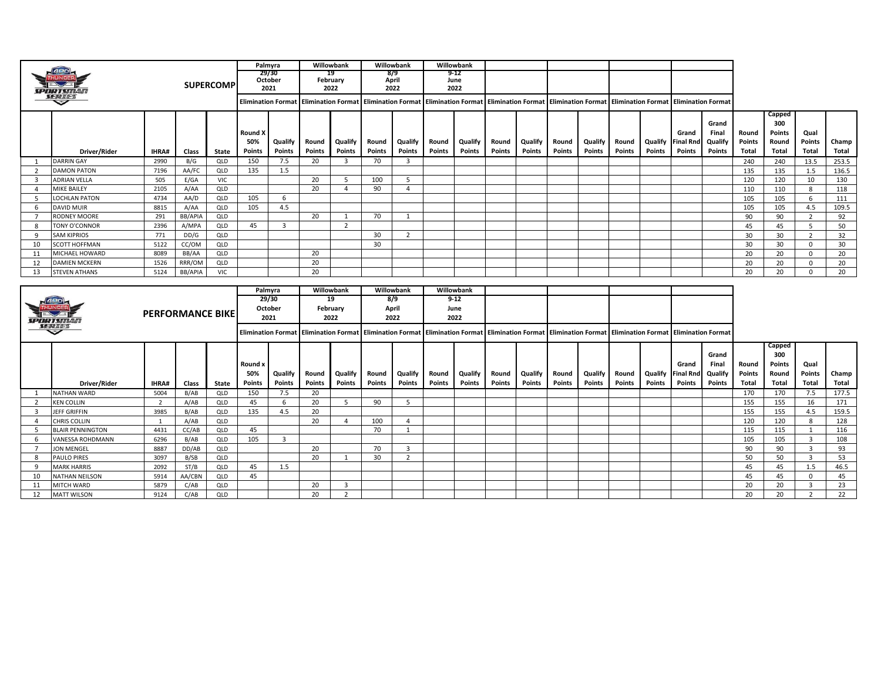| | | | SUPERCOMP | | Palmyra 29/30 October 2021 | | Willowbank 19 February 2022 | | Willowbank 8/9 April 2022 | | Willowbank 9-12 June 2022 | | | | | | | | | | | | | |
|---|---|---|---|---|---|---|---|---|---|---|---|---|---|---|---|---|---|---|---|---|---|---|---|---|
| | | | | | Elimination Format | | Elimination Format | | Elimination Format | | Elimination Format | | Elimination Format | | Elimination Format | | Elimination Format | | Elimination Format | | | | | |
| | Driver/Rider | IHRA# | Class | State | Round X 50% Points | Qualify Points | Round Points | Qualify Points | Round Points | Qualify Points | Round Points | Qualify Points | Round Points | Qualify Points | Round Points | Qualify Points | Round Points | Qualify Points | Grand Final Rnd Points | Grand Final Qualify Points | Round Points Total | Capped 300 Points Round Total | Qual Points Total | Champ Total |
| 1 | DARRIN GAY | 2990 | B/G | QLD | 150 | 7.5 | 20 | 3 | 70 | 3 | | | | | | | | | | | 240 | 240 | 13.5 | 253.5 |
| 2 | DAMON PATON | 7196 | AA/FC | QLD | 135 | 1.5 | | | | | | | | | | | | | | | 135 | 135 | 1.5 | 136.5 |
| 3 | ADRIAN VELLA | 505 | E/GA | VIC | | | 20 | 5 | 100 | 5 | | | | | | | | | | | 120 | 120 | 10 | 130 |
| 4 | MIKE BAILEY | 2105 | A/AA | QLD | | | 20 | 4 | 90 | 4 | | | | | | | | | | | 110 | 110 | 8 | 118 |
| 5 | LOCHLAN PATON | 4734 | AA/D | QLD | 105 | 6 | | | | | | | | | | | | | | | 105 | 105 | 6 | 111 |
| 6 | DAVID MUIR | 8815 | A/AA | QLD | 105 | 4.5 | | | | | | | | | | | | | | | 105 | 105 | 4.5 | 109.5 |
| 7 | RODNEY MOORE | 291 | BB/APIA | QLD | | | 20 | 1 | 70 | 1 | | | | | | | | | | | 90 | 90 | 2 | 92 |
| 8 | TONY O'CONNOR | 2396 | A/MPA | QLD | 45 | 3 | | 2 | | | | | | | | | | | | | 45 | 45 | 5 | 50 |
| 9 | SAM KIPRIOS | 771 | DD/G | QLD | | | | | 30 | 2 | | | | | | | | | | | 30 | 30 | 2 | 32 |
| 10 | SCOTT HOFFMAN | 5122 | CC/OM | QLD | | | | | 30 | | | | | | | | | | | | 30 | 30 | 0 | 30 |
| 11 | MICHAEL HOWARD | 8089 | BB/AA | QLD | | | 20 | | | | | | | | | | | | | | 20 | 20 | 0 | 20 |
| 12 | DAMIEN MCKERN | 1526 | RRR/OM | QLD | | | 20 | | | | | | | | | | | | | | 20 | 20 | 0 | 20 |
| 13 | STEVEN ATHANS | 5124 | BB/APIA | VIC | | | 20 | | | | | | | | | | | | | | 20 | 20 | 0 | 20 |

| | | | PERFORMANCE BIKE | | Palmyra 29/30 October 2021 | | Willowbank 19 February 2022 | | Willowbank 8/9 April 2022 | | Willowbank 9-12 June 2022 | | | | | | | | | | | | | |
|---|---|---|---|---|---|---|---|---|---|---|---|---|---|---|---|---|---|---|---|---|---|---|---|---|
| | | | | | Elimination Format | | Elimination Format | | Elimination Format | | Elimination Format | | Elimination Format | | Elimination Format | | Elimination Format | | Elimination Format | | | | | |
| | Driver/Rider | IHRA# | Class | State | Round x 50% Points | Qualify Points | Round Points | Qualify Points | Round Points | Qualify Points | Round Points | Qualify Points | Round Points | Qualify Points | Round Points | Qualify Points | Round Points | Qualify Points | Grand Final Rnd Points | Grand Final Qualify Points | Round Points Total | Capped 300 Points Round Total | Qual Points Total | Champ Total |
| 1 | NATHAN WARD | 5004 | B/AB | QLD | 150 | 7.5 | 20 | | | | | | | | | | | | | | 170 | 170 | 7.5 | 177.5 |
| 2 | KEN COLLIN | 2 | A/AB | QLD | 45 | 6 | 20 | 5 | 90 | 5 | | | | | | | | | | | 155 | 155 | 16 | 171 |
| 3 | JEFF GRIFFIN | 3985 | B/AB | QLD | 135 | 4.5 | 20 | | | | | | | | | | | | | | 155 | 155 | 4.5 | 159.5 |
| 4 | CHRIS COLLIN | 1 | A/AB | QLD | | | 20 | 4 | 100 | 4 | | | | | | | | | | | 120 | 120 | 8 | 128 |
| 5 | BLAIR PENNINGTON | 4431 | CC/AB | QLD | 45 | | | | 70 | 1 | | | | | | | | | | | 115 | 115 | 1 | 116 |
| 6 | VANESSA ROHDMANN | 6296 | B/AB | QLD | 105 | 3 | | | | | | | | | | | | | | | 105 | 105 | 3 | 108 |
| 7 | JON MENGEL | 8887 | DD/AB | QLD | | | 20 | | 70 | 3 | | | | | | | | | | | 90 | 90 | 3 | 93 |
| 8 | PAULO PIRES | 3097 | B/SB | QLD | | | 20 | 1 | 30 | 2 | | | | | | | | | | | 50 | 50 | 3 | 53 |
| 9 | MARK HARRIS | 2092 | ST/B | QLD | 45 | 1.5 | | | | | | | | | | | | | | | 45 | 45 | 1.5 | 46.5 |
| 10 | NATHAN NEILSON | 5914 | AA/CBN | QLD | 45 | | | | | | | | | | | | | | | | 45 | 45 | 0 | 45 |
| 11 | MITCH WARD | 5879 | C/AB | QLD | | | 20 | 3 | | | | | | | | | | | | | 20 | 20 | 3 | 23 |
| 12 | MATT WILSON | 9124 | C/AB | QLD | | | 20 | 2 | | | | | | | | | | | | | 20 | 20 | 2 | 22 |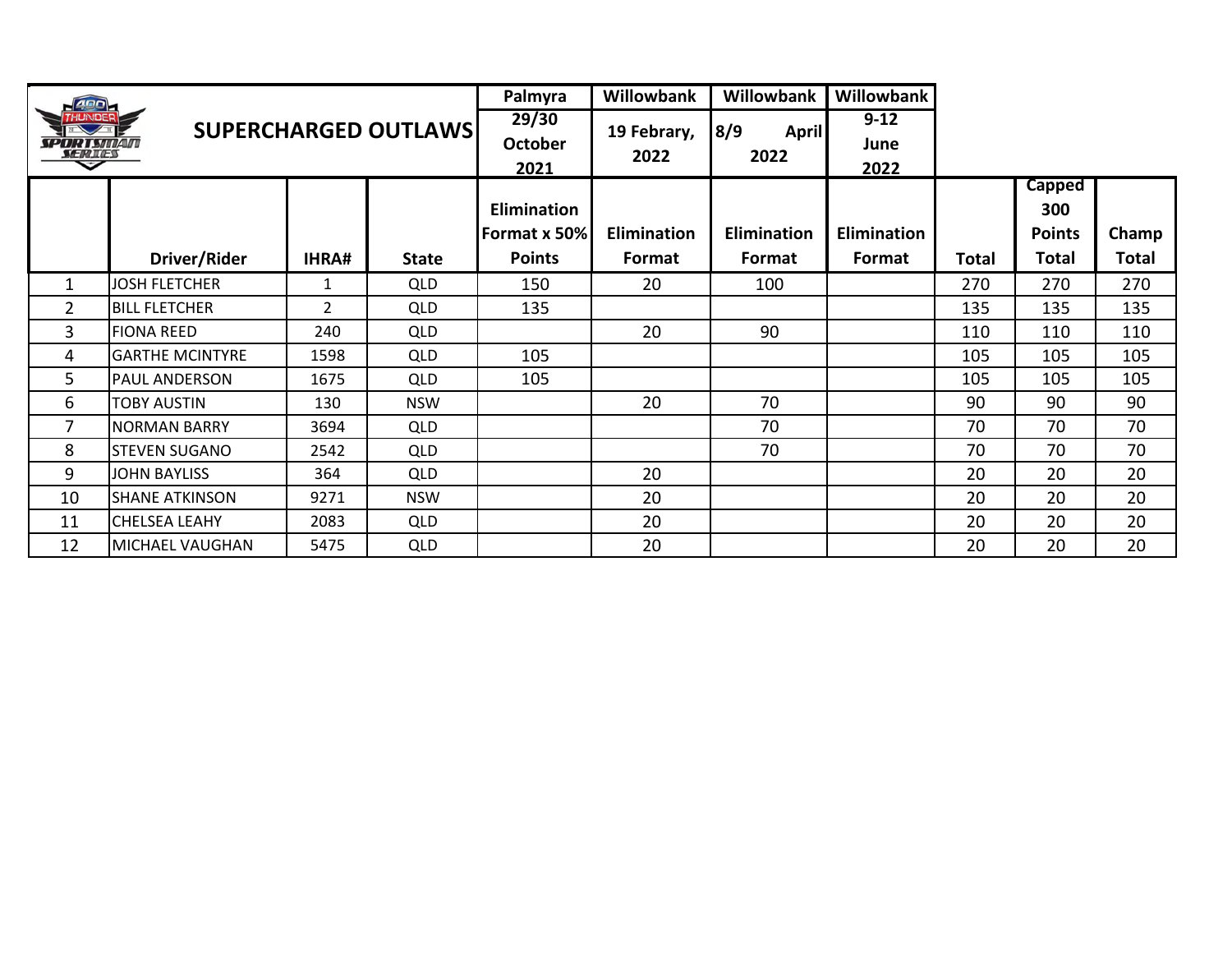## SUPERCHARGED OUTLAWS

| | | | | Palmyra 29/30 October 2021 | Willowbank 19 Febrary, 2022 | Willowbank 8/9 April 2022 | Willowbank 9-12 June 2022 | | | |
|---|---|---|---|---|---|---|---|---|---|---|
| | Driver/Rider | IHRA# | State | Elimination Format x 50% Points | Elimination Format | Elimination Format | Elimination Format | Total | Capped 300 Points Total | Champ Total |
| 1 | JOSH FLETCHER | 1 | QLD | 150 | 20 | 100 | | 270 | 270 | 270 |
| 2 | BILL FLETCHER | 2 | QLD | 135 | | | | 135 | 135 | 135 |
| 3 | FIONA REED | 240 | QLD | | 20 | 90 | | 110 | 110 | 110 |
| 4 | GARTHE MCINTYRE | 1598 | QLD | 105 | | | | 105 | 105 | 105 |
| 5 | PAUL ANDERSON | 1675 | QLD | 105 | | | | 105 | 105 | 105 |
| 6 | TOBY AUSTIN | 130 | NSW | | 20 | 70 | | 90 | 90 | 90 |
| 7 | NORMAN BARRY | 3694 | QLD | | | 70 | | 70 | 70 | 70 |
| 8 | STEVEN SUGANO | 2542 | QLD | | | 70 | | 70 | 70 | 70 |
| 9 | JOHN BAYLISS | 364 | QLD | | 20 | | | 20 | 20 | 20 |
| 10 | SHANE ATKINSON | 9271 | NSW | | 20 | | | 20 | 20 | 20 |
| 11 | CHELSEA LEAHY | 2083 | QLD | | 20 | | | 20 | 20 | 20 |
| 12 | MICHAEL VAUGHAN | 5475 | QLD | | 20 | | | 20 | 20 | 20 |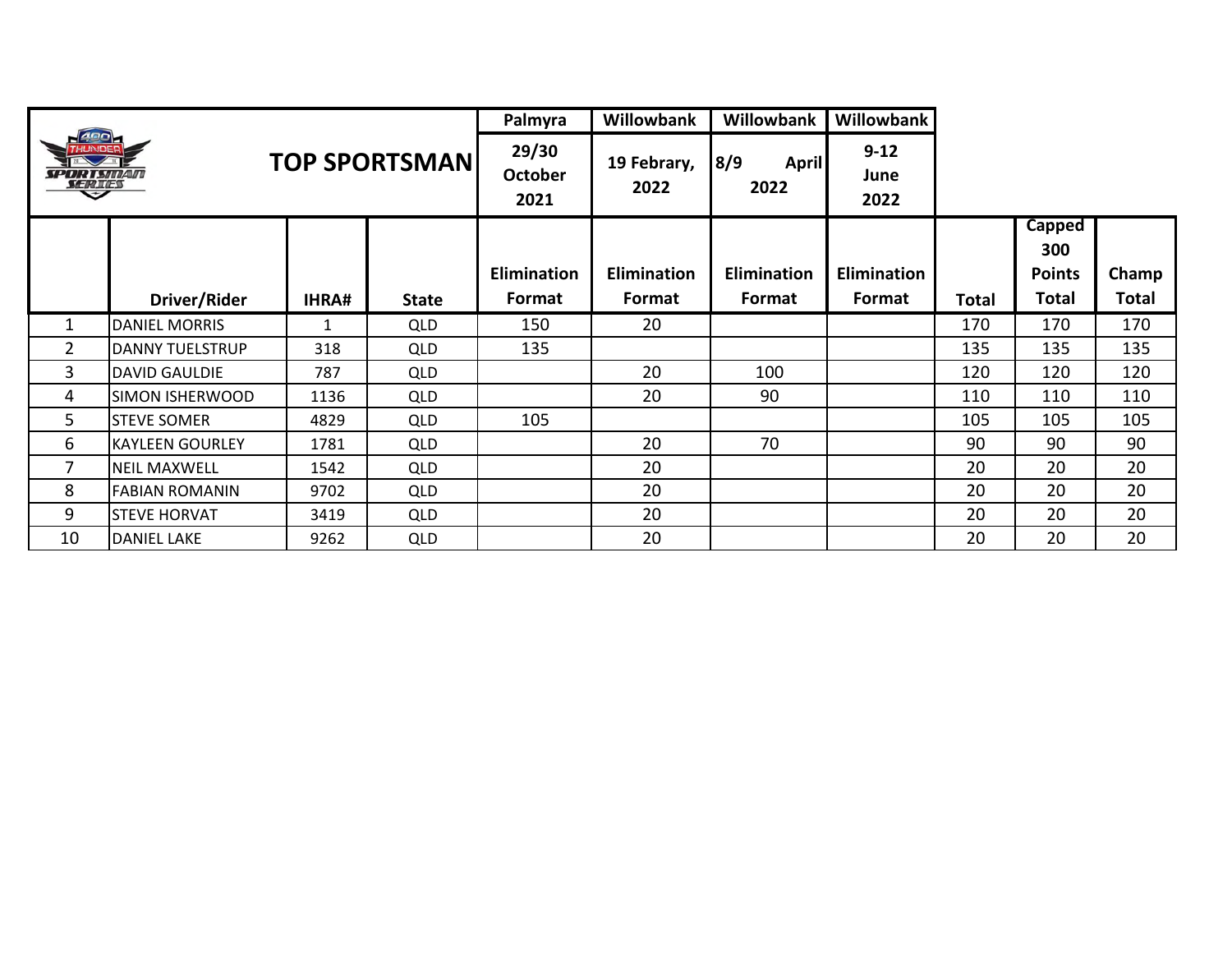| | TOP SPORTSMAN | | | Palmyra | Willowbank | Willowbank | Willowbank | | | |
|---|---|---|---|---|---|---|---|---|---|---|
| | | | | 29/30 October 2021 | 19 Febrary, 2022 | 8/9 April 2022 | 9-12 June 2022 | | | |
| | Driver/Rider | IHRA# | State | Elimination Format | Elimination Format | Elimination Format | Elimination Format | Total | Capped 300 Points Total | Champ Total |
| 1 | DANIEL MORRIS | 1 | QLD | 150 | 20 | | | 170 | 170 | 170 |
| 2 | DANNY TUELSTRUP | 318 | QLD | 135 | | | | 135 | 135 | 135 |
| 3 | DAVID GAULDIE | 787 | QLD | | 20 | 100 | | 120 | 120 | 120 |
| 4 | SIMON ISHERWOOD | 1136 | QLD | | 20 | 90 | | 110 | 110 | 110 |
| 5 | STEVE SOMER | 4829 | QLD | 105 | | | | 105 | 105 | 105 |
| 6 | KAYLEEN GOURLEY | 1781 | QLD | | 20 | 70 | | 90 | 90 | 90 |
| 7 | NEIL MAXWELL | 1542 | QLD | | 20 | | | 20 | 20 | 20 |
| 8 | FABIAN ROMANIN | 9702 | QLD | | 20 | | | 20 | 20 | 20 |
| 9 | STEVE HORVAT | 3419 | QLD | | 20 | | | 20 | 20 | 20 |
| 10 | DANIEL LAKE | 9262 | QLD | | 20 | | | 20 | 20 | 20 |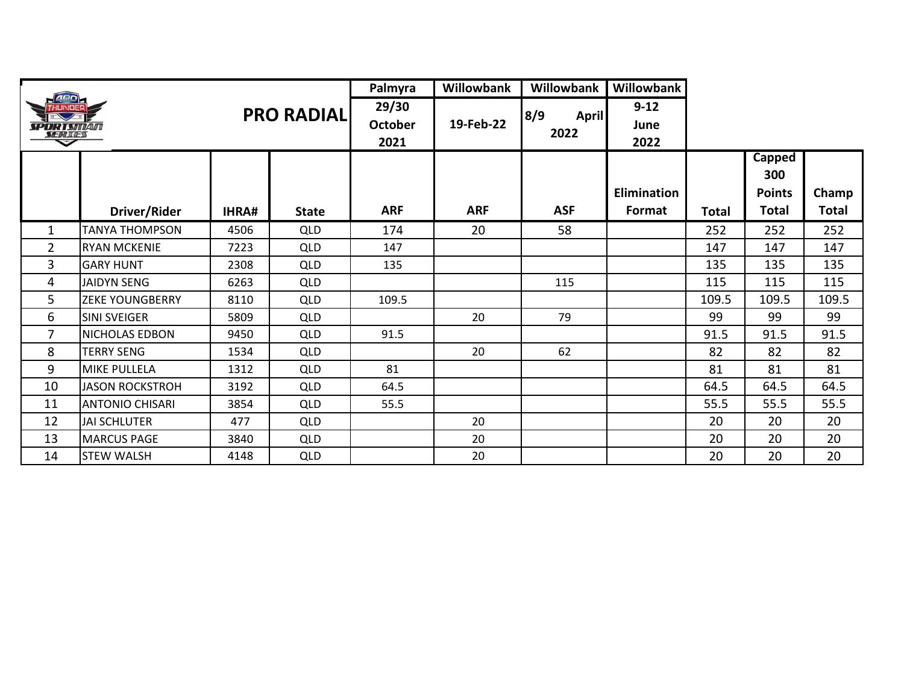| | | PRO RADIAL | | Palmyra | Willowbank | Willowbank | Willowbank | | | |
|---|---|---|---|---|---|---|---|---|---|---|
| | | | | 29/30 October 2021 | 19-Feb-22 | 8/9 April 2022 | 9-12 June 2022 | | | |
| | Driver/Rider | IHRA# | State | ARF | ARF | ASF | Elimination Format | Total | Capped 300 Points Total | Champ Total |
| 1 | TANYA THOMPSON | 4506 | QLD | 174 | 20 | 58 | | 252 | 252 | 252 |
| 2 | RYAN MCKENIE | 7223 | QLD | 147 | | | | 147 | 147 | 147 |
| 3 | GARY HUNT | 2308 | QLD | 135 | | | | 135 | 135 | 135 |
| 4 | JAIDYN SENG | 6263 | QLD | | | 115 | | 115 | 115 | 115 |
| 5 | ZEKE YOUNGBERRY | 8110 | QLD | 109.5 | | | | 109.5 | 109.5 | 109.5 |
| 6 | SINI SVEIGER | 5809 | QLD | | 20 | 79 | | 99 | 99 | 99 |
| 7 | NICHOLAS EDBON | 9450 | QLD | 91.5 | | | | 91.5 | 91.5 | 91.5 |
| 8 | TERRY SENG | 1534 | QLD | | 20 | 62 | | 82 | 82 | 82 |
| 9 | MIKE PULLELA | 1312 | QLD | 81 | | | | 81 | 81 | 81 |
| 10 | JASON ROCKSTROH | 3192 | QLD | 64.5 | | | | 64.5 | 64.5 | 64.5 |
| 11 | ANTONIO CHISARI | 3854 | QLD | 55.5 | | | | 55.5 | 55.5 | 55.5 |
| 12 | JAI SCHLUTER | 477 | QLD | | 20 | | | 20 | 20 | 20 |
| 13 | MARCUS PAGE | 3840 | QLD | | 20 | | | 20 | 20 | 20 |
| 14 | STEW WALSH | 4148 | QLD | | 20 | | | 20 | 20 | 20 |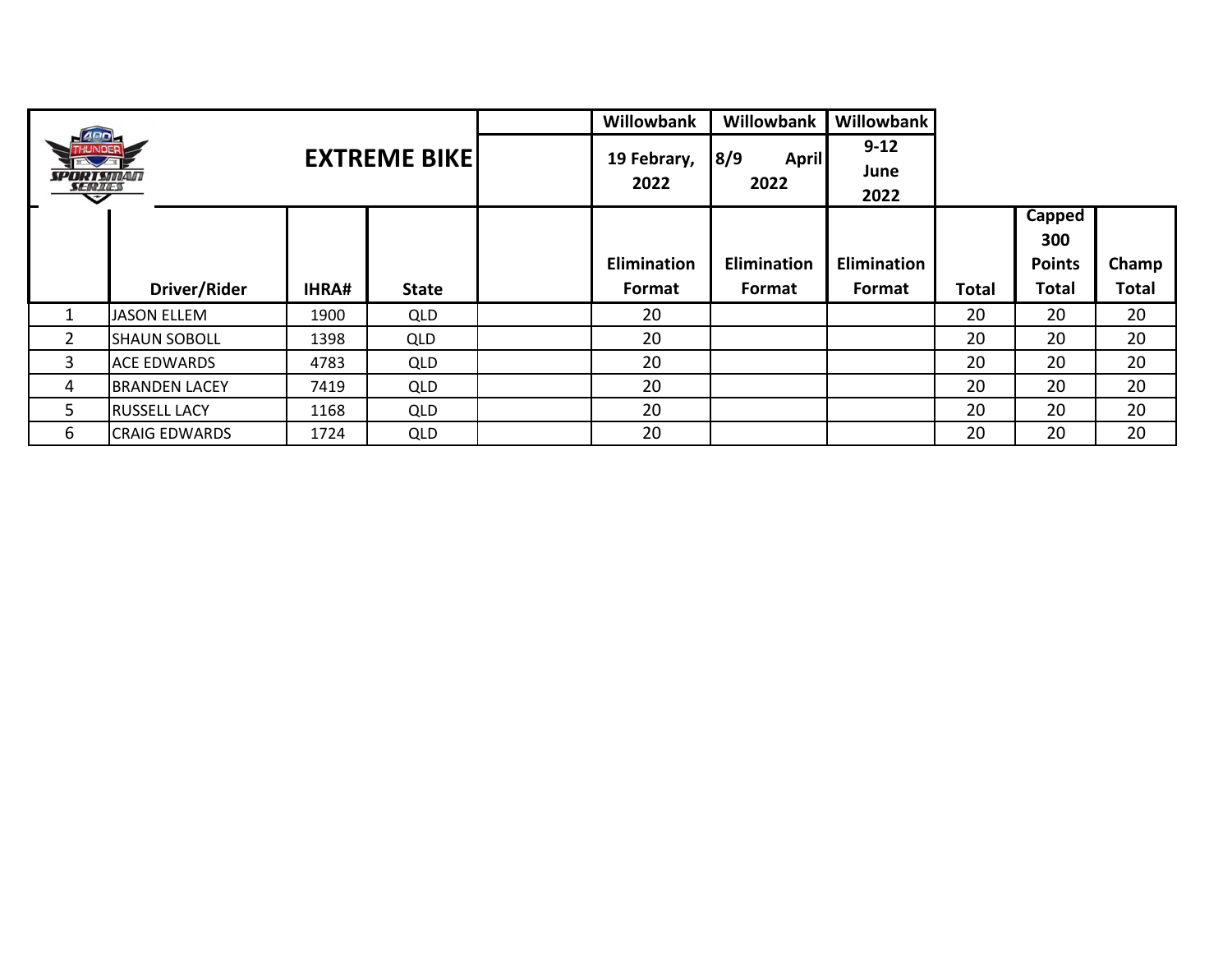| | EXTREME BIKE | | | | Willowbank | Willowbank | Willowbank | | | |
|---|---|---|---|---|---|---|---|---|---|---|
| | | | | | 19 Febrary, 2022 | 8/9 April 2022 | 9-12 June 2022 | | | |
| | Driver/Rider | IHRA# | State | | Elimination Format | Elimination Format | Elimination Format | Total | Capped 300 Points Total | Champ Total |
| 1 | JASON ELLEM | 1900 | QLD | | 20 | | | 20 | 20 | 20 |
| 2 | SHAUN SOBOLL | 1398 | QLD | | 20 | | | 20 | 20 | 20 |
| 3 | ACE EDWARDS | 4783 | QLD | | 20 | | | 20 | 20 | 20 |
| 4 | BRANDEN LACEY | 7419 | QLD | | 20 | | | 20 | 20 | 20 |
| 5 | RUSSELL LACY | 1168 | QLD | | 20 | | | 20 | 20 | 20 |
| 6 | CRAIG EDWARDS | 1724 | QLD | | 20 | | | 20 | 20 | 20 |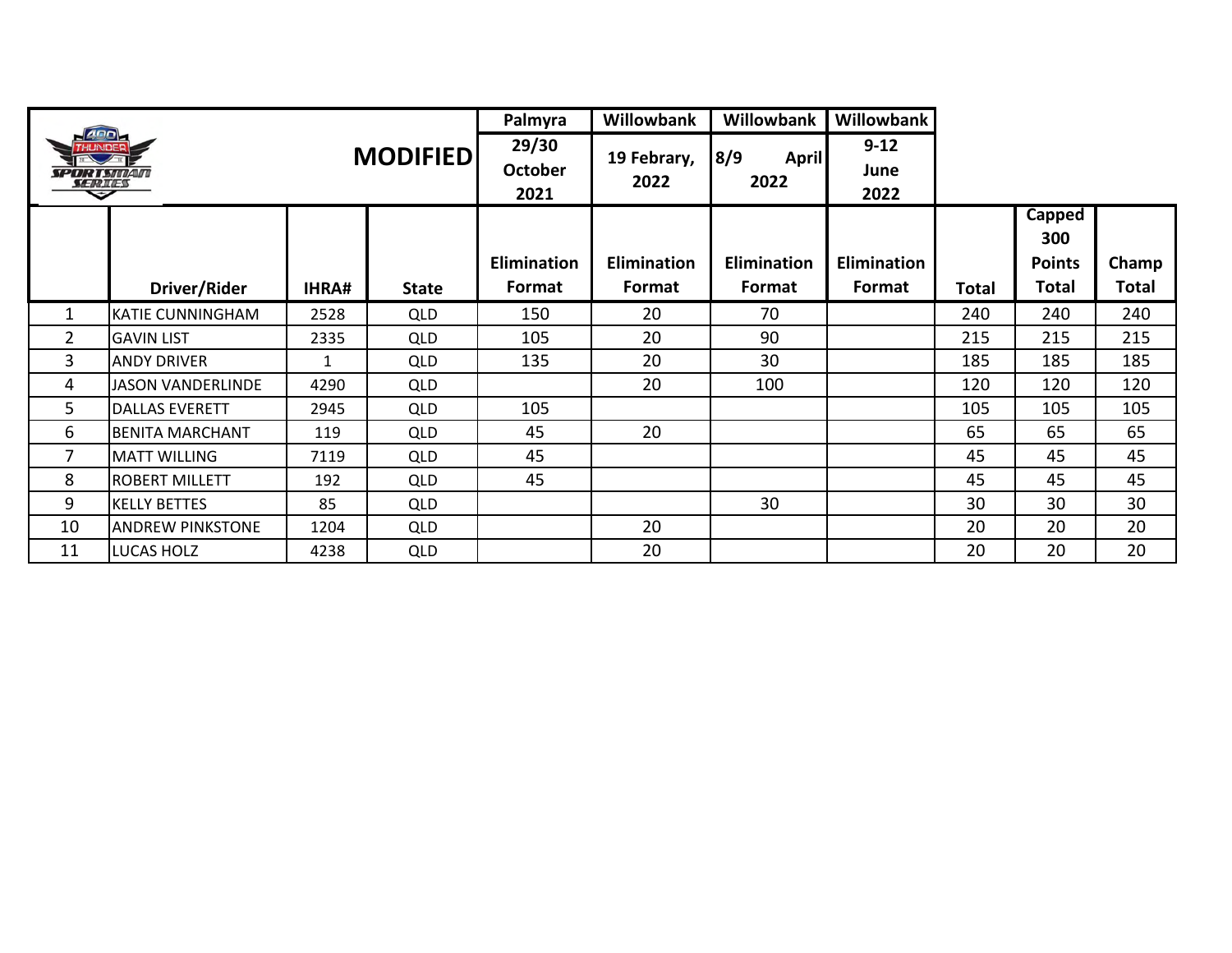| | MODIFIED | | | Palmyra | Willowbank | Willowbank | Willowbank | | | |
|---|---|---|---|---|---|---|---|---|---|---|
| | | | | 29/30 October 2021 | 19 Febrary, 2022 | 8/9 April 2022 | 9-12 June 2022 | | | |
| | Driver/Rider | IHRA# | State | Elimination Format | Elimination Format | Elimination Format | Elimination Format | Total | Capped 300 Points Total | Champ Total |
| 1 | KATIE CUNNINGHAM | 2528 | QLD | 150 | 20 | 70 | | 240 | 240 | 240 |
| 2 | GAVIN LIST | 2335 | QLD | 105 | 20 | 90 | | 215 | 215 | 215 |
| 3 | ANDY DRIVER | 1 | QLD | 135 | 20 | 30 | | 185 | 185 | 185 |
| 4 | JASON VANDERLINDE | 4290 | QLD | | 20 | 100 | | 120 | 120 | 120 |
| 5 | DALLAS EVERETT | 2945 | QLD | 105 | | | | 105 | 105 | 105 |
| 6 | BENITA MARCHANT | 119 | QLD | 45 | 20 | | | 65 | 65 | 65 |
| 7 | MATT WILLING | 7119 | QLD | 45 | | | | 45 | 45 | 45 |
| 8 | ROBERT MILLETT | 192 | QLD | 45 | | | | 45 | 45 | 45 |
| 9 | KELLY BETTES | 85 | QLD | | | 30 | | 30 | 30 | 30 |
| 10 | ANDREW PINKSTONE | 1204 | QLD | | 20 | | | 20 | 20 | 20 |
| 11 | LUCAS HOLZ | 4238 | QLD | | 20 | | | 20 | 20 | 20 |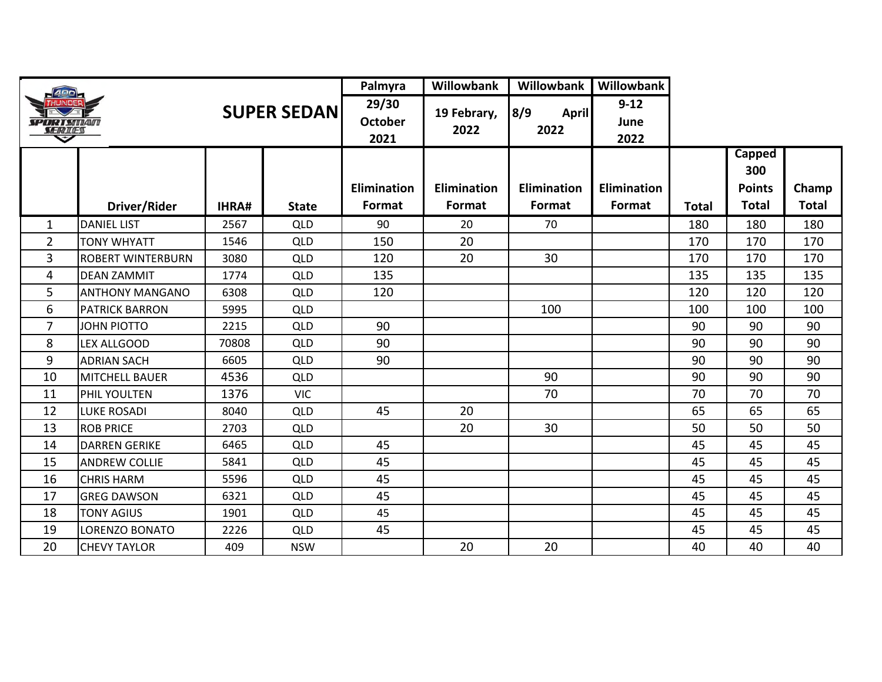| | **SUPER SEDAN** | | | Palmyra 29/30 October 2021 | Willowbank 19 Febrary, 2022 | Willowbank 8/9 April 2022 | Willowbank 9-12 June 2022 | | | |
|---|---|---|---|---|---|---|---|---|---|---|
| | **Driver/Rider** | **IHRA#** | **State** | **Elimination Format** | **Elimination Format** | **Elimination Format** | **Elimination Format** | **Total** | **Capped 300 Points Total** | **Champ Total** |
| 1 | DANIEL LIST | 2567 | QLD | 90 | 20 | 70 | | 180 | 180 | 180 |
| 2 | TONY WHYATT | 1546 | QLD | 150 | 20 | | | 170 | 170 | 170 |
| 3 | ROBERT WINTERBURN | 3080 | QLD | 120 | 20 | 30 | | 170 | 170 | 170 |
| 4 | DEAN ZAMMIT | 1774 | QLD | 135 | | | | 135 | 135 | 135 |
| 5 | ANTHONY MANGANO | 6308 | QLD | 120 | | | | 120 | 120 | 120 |
| 6 | PATRICK BARRON | 5995 | QLD | | | 100 | | 100 | 100 | 100 |
| 7 | JOHN PIOTTO | 2215 | QLD | 90 | | | | 90 | 90 | 90 |
| 8 | LEX ALLGOOD | 70808 | QLD | 90 | | | | 90 | 90 | 90 |
| 9 | ADRIAN SACH | 6605 | QLD | 90 | | | | 90 | 90 | 90 |
| 10 | MITCHELL BAUER | 4536 | QLD | | | 90 | | 90 | 90 | 90 |
| 11 | PHIL YOULTEN | 1376 | VIC | | | 70 | | 70 | 70 | 70 |
| 12 | LUKE ROSADI | 8040 | QLD | 45 | 20 | | | 65 | 65 | 65 |
| 13 | ROB PRICE | 2703 | QLD | | 20 | 30 | | 50 | 50 | 50 |
| 14 | DARREN GERIKE | 6465 | QLD | 45 | | | | 45 | 45 | 45 |
| 15 | ANDREW COLLIE | 5841 | QLD | 45 | | | | 45 | 45 | 45 |
| 16 | CHRIS HARM | 5596 | QLD | 45 | | | | 45 | 45 | 45 |
| 17 | GREG DAWSON | 6321 | QLD | 45 | | | | 45 | 45 | 45 |
| 18 | TONY AGIUS | 1901 | QLD | 45 | | | | 45 | 45 | 45 |
| 19 | LORENZO BONATO | 2226 | QLD | 45 | | | | 45 | 45 | 45 |
| 20 | CHEVY TAYLOR | 409 | NSW | | 20 | 20 | | 40 | 40 | 40 |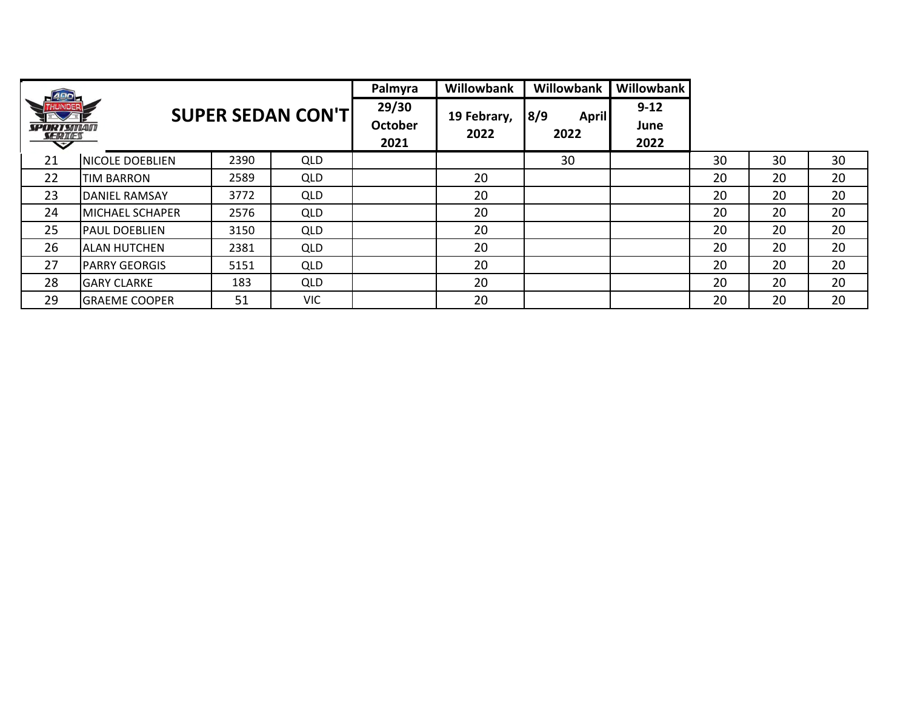| | SUPER SEDAN CON'T | | | Palmyra 29/30 October 2021 | Willowbank 19 Febrary, 2022 | Willowbank 8/9 April 2022 | Willowbank 9-12 June 2022 | | | |
|---|---|---|---|---|---|---|---|---|---|---|
| 21 | NICOLE DOEBLIEN | 2390 | QLD | | | 30 | | 30 | 30 | 30 |
| 22 | TIM BARRON | 2589 | QLD | | 20 | | | 20 | 20 | 20 |
| 23 | DANIEL RAMSAY | 3772 | QLD | | 20 | | | 20 | 20 | 20 |
| 24 | MICHAEL SCHAPER | 2576 | QLD | | 20 | | | 20 | 20 | 20 |
| 25 | PAUL DOEBLIEN | 3150 | QLD | | 20 | | | 20 | 20 | 20 |
| 26 | ALAN HUTCHEN | 2381 | QLD | | 20 | | | 20 | 20 | 20 |
| 27 | PARRY GEORGIS | 5151 | QLD | | 20 | | | 20 | 20 | 20 |
| 28 | GARY CLARKE | 183 | QLD | | 20 | | | 20 | 20 | 20 |
| 29 | GRAEME COOPER | 51 | VIC | | 20 | | | 20 | 20 | 20 |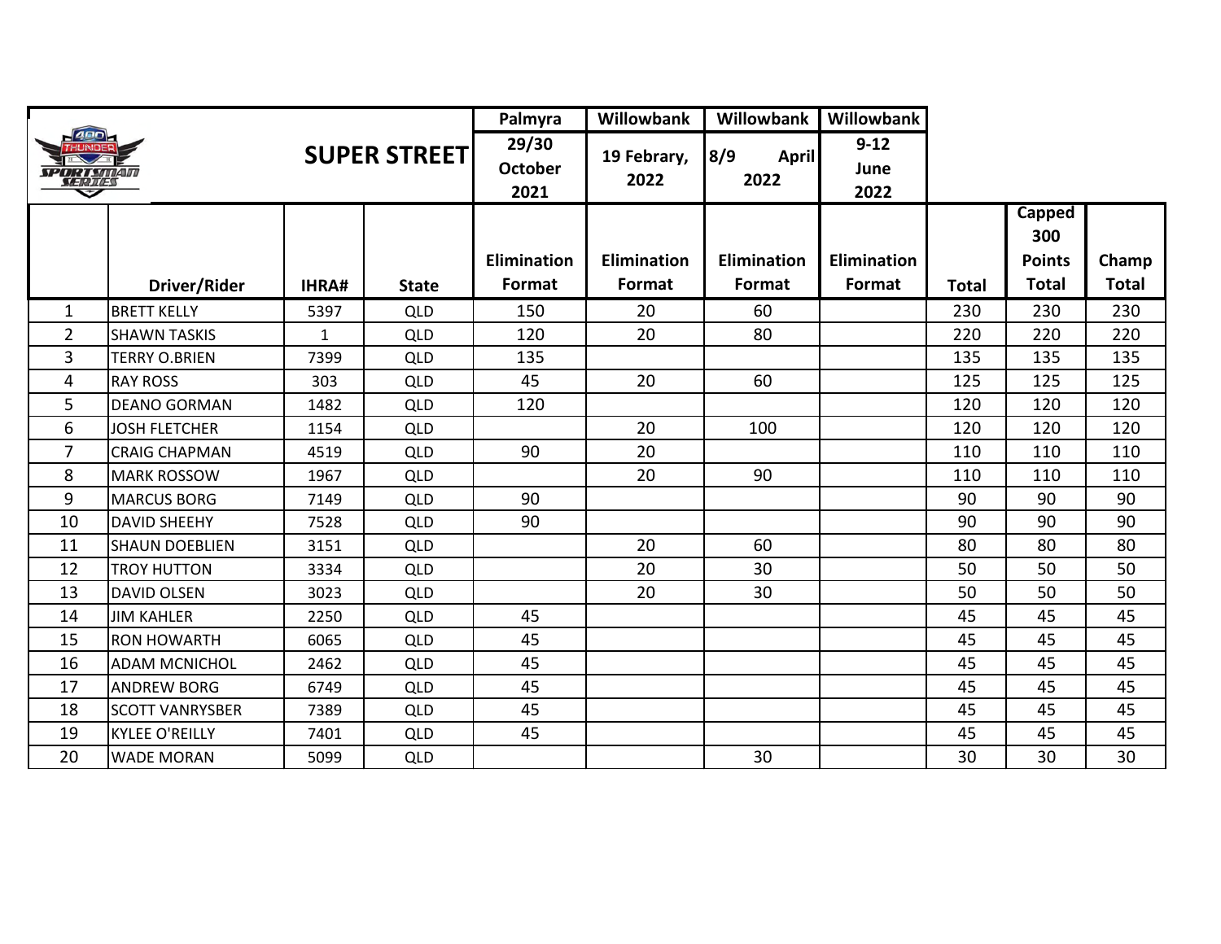# SUPER STREET

|  | Driver/Rider | IHRA# | State | Palmyra 29/30 October 2021 Elimination Format | Willowbank 19 Febrary, 2022 Elimination Format | Willowbank 8/9 April 2022 Elimination Format | Willowbank 9-12 June 2022 Elimination Format | Total | Capped 300 Points Total | Champ Total |
|---|---|---|---|---|---|---|---|---|---|---|
| 1 | BRETT KELLY | 5397 | QLD | 150 | 20 | 60 |  | 230 | 230 | 230 |
| 2 | SHAWN TASKIS | 1 | QLD | 120 | 20 | 80 |  | 220 | 220 | 220 |
| 3 | TERRY O.BRIEN | 7399 | QLD | 135 |  |  |  | 135 | 135 | 135 |
| 4 | RAY ROSS | 303 | QLD | 45 | 20 | 60 |  | 125 | 125 | 125 |
| 5 | DEANO GORMAN | 1482 | QLD | 120 |  |  |  | 120 | 120 | 120 |
| 6 | JOSH FLETCHER | 1154 | QLD |  | 20 | 100 |  | 120 | 120 | 120 |
| 7 | CRAIG CHAPMAN | 4519 | QLD | 90 | 20 |  |  | 110 | 110 | 110 |
| 8 | MARK ROSSOW | 1967 | QLD |  | 20 | 90 |  | 110 | 110 | 110 |
| 9 | MARCUS BORG | 7149 | QLD | 90 |  |  |  | 90 | 90 | 90 |
| 10 | DAVID SHEEHY | 7528 | QLD | 90 |  |  |  | 90 | 90 | 90 |
| 11 | SHAUN DOEBLIEN | 3151 | QLD |  | 20 | 60 |  | 80 | 80 | 80 |
| 12 | TROY HUTTON | 3334 | QLD |  | 20 | 30 |  | 50 | 50 | 50 |
| 13 | DAVID OLSEN | 3023 | QLD |  | 20 | 30 |  | 50 | 50 | 50 |
| 14 | JIM KAHLER | 2250 | QLD | 45 |  |  |  | 45 | 45 | 45 |
| 15 | RON HOWARTH | 6065 | QLD | 45 |  |  |  | 45 | 45 | 45 |
| 16 | ADAM MCNICHOL | 2462 | QLD | 45 |  |  |  | 45 | 45 | 45 |
| 17 | ANDREW BORG | 6749 | QLD | 45 |  |  |  | 45 | 45 | 45 |
| 18 | SCOTT VANRYSBER | 7389 | QLD | 45 |  |  |  | 45 | 45 | 45 |
| 19 | KYLEE O'REILLY | 7401 | QLD | 45 |  |  |  | 45 | 45 | 45 |
| 20 | WADE MORAN | 5099 | QLD |  |  | 30 |  | 30 | 30 | 30 |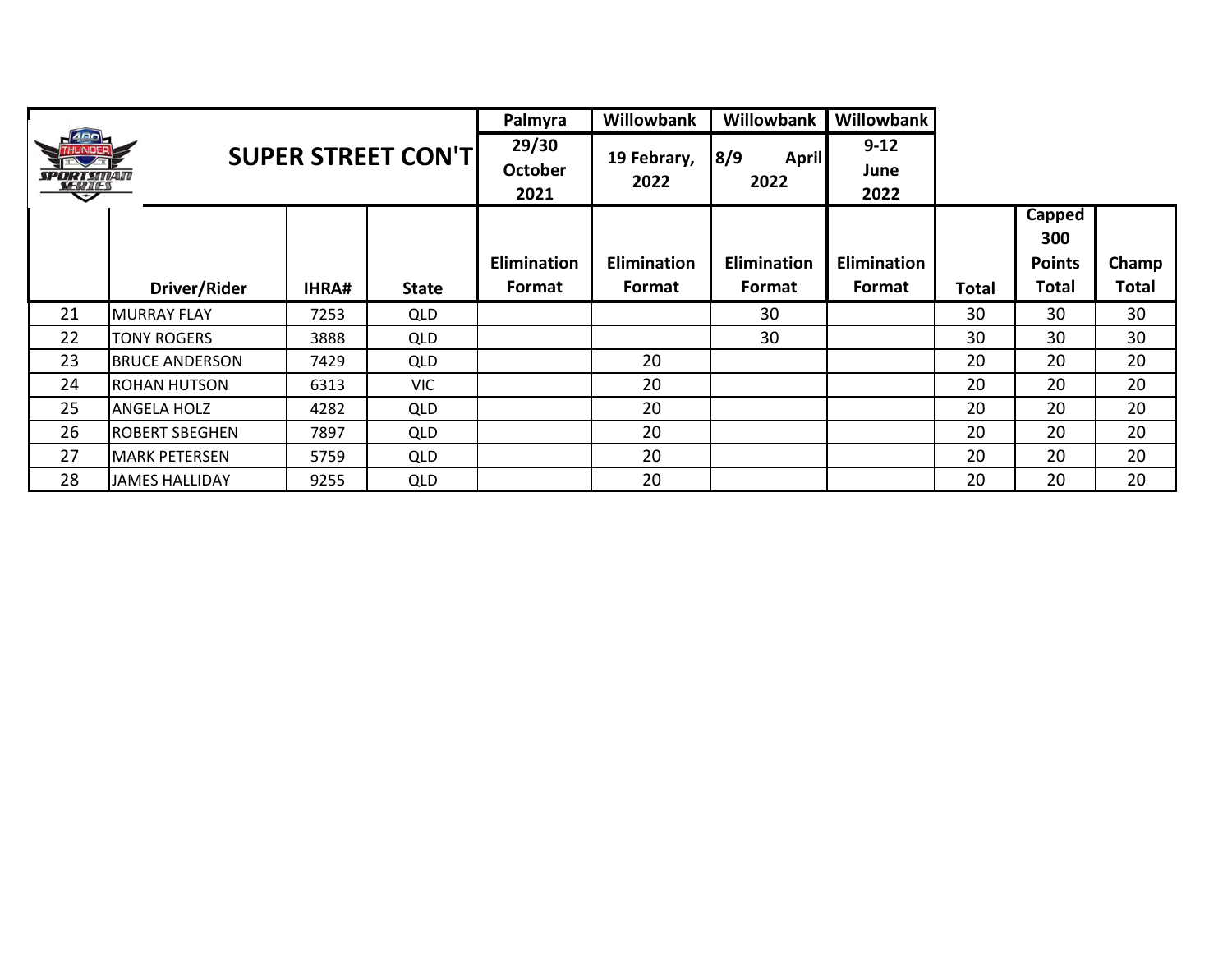| | SUPER STREET CON'T | | | Palmyra 29/30 October 2021 | Willowbank 19 Febrary, 2022 | Willowbank 8/9 April 2022 | Willowbank 9-12 June 2022 | | | |
|---|---|---|---|---|---|---|---|---|---|---|
| | Driver/Rider | IHRA# | State | Elimination Format | Elimination Format | Elimination Format | Elimination Format | Total | Capped 300 Points Total | Champ Total |
| 21 | MURRAY FLAY | 7253 | QLD | | | 30 | | 30 | 30 | 30 |
| 22 | TONY ROGERS | 3888 | QLD | | | 30 | | 30 | 30 | 30 |
| 23 | BRUCE ANDERSON | 7429 | QLD | | 20 | | | 20 | 20 | 20 |
| 24 | ROHAN HUTSON | 6313 | VIC | | 20 | | | 20 | 20 | 20 |
| 25 | ANGELA HOLZ | 4282 | QLD | | 20 | | | 20 | 20 | 20 |
| 26 | ROBERT SBEGHEN | 7897 | QLD | | 20 | | | 20 | 20 | 20 |
| 27 | MARK PETERSEN | 5759 | QLD | | 20 | | | 20 | 20 | 20 |
| 28 | JAMES HALLIDAY | 9255 | QLD | | 20 | | | 20 | 20 | 20 |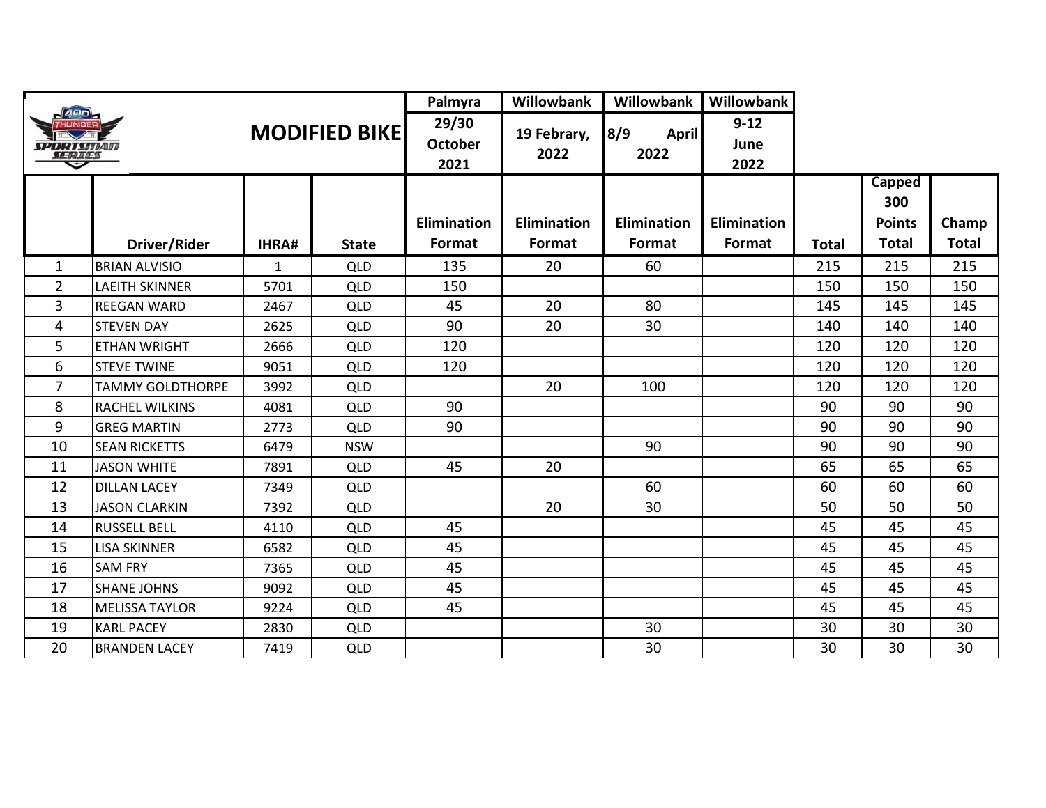| MODIFIED BIKE | | | | Palmyra 29/30 October 2021 | Willowbank 19 Febrary, 2022 | Willowbank 8/9 April 2022 | Willowbank 9-12 June 2022 | | | |
|---|---|---|---|---|---|---|---|---|---|---|
| | Driver/Rider | IHRA# | State | Elimination Format | Elimination Format | Elimination Format | Elimination Format | Total | Capped 300 Points Total | Champ Total |
| 1 | BRIAN ALVISIO | 1 | QLD | 135 | 20 | 60 | | 215 | 215 | 215 |
| 2 | LAEITH SKINNER | 5701 | QLD | 150 | | | | 150 | 150 | 150 |
| 3 | REEGAN WARD | 2467 | QLD | 45 | 20 | 80 | | 145 | 145 | 145 |
| 4 | STEVEN DAY | 2625 | QLD | 90 | 20 | 30 | | 140 | 140 | 140 |
| 5 | ETHAN WRIGHT | 2666 | QLD | 120 | | | | 120 | 120 | 120 |
| 6 | STEVE TWINE | 9051 | QLD | 120 | | | | 120 | 120 | 120 |
| 7 | TAMMY GOLDTHORPE | 3992 | QLD | | 20 | 100 | | 120 | 120 | 120 |
| 8 | RACHEL WILKINS | 4081 | QLD | 90 | | | | 90 | 90 | 90 |
| 9 | GREG MARTIN | 2773 | QLD | 90 | | | | 90 | 90 | 90 |
| 10 | SEAN RICKETTS | 6479 | NSW | | | 90 | | 90 | 90 | 90 |
| 11 | JASON WHITE | 7891 | QLD | 45 | 20 | | | 65 | 65 | 65 |
| 12 | DILLAN LACEY | 7349 | QLD | | | 60 | | 60 | 60 | 60 |
| 13 | JASON CLARKIN | 7392 | QLD | | 20 | 30 | | 50 | 50 | 50 |
| 14 | RUSSELL BELL | 4110 | QLD | 45 | | | | 45 | 45 | 45 |
| 15 | LISA SKINNER | 6582 | QLD | 45 | | | | 45 | 45 | 45 |
| 16 | SAM FRY | 7365 | QLD | 45 | | | | 45 | 45 | 45 |
| 17 | SHANE JOHNS | 9092 | QLD | 45 | | | | 45 | 45 | 45 |
| 18 | MELISSA TAYLOR | 9224 | QLD | 45 | | | | 45 | 45 | 45 |
| 19 | KARL PACEY | 2830 | QLD | | | 30 | | 30 | 30 | 30 |
| 20 | BRANDEN LACEY | 7419 | QLD | | | 30 | | 30 | 30 | 30 |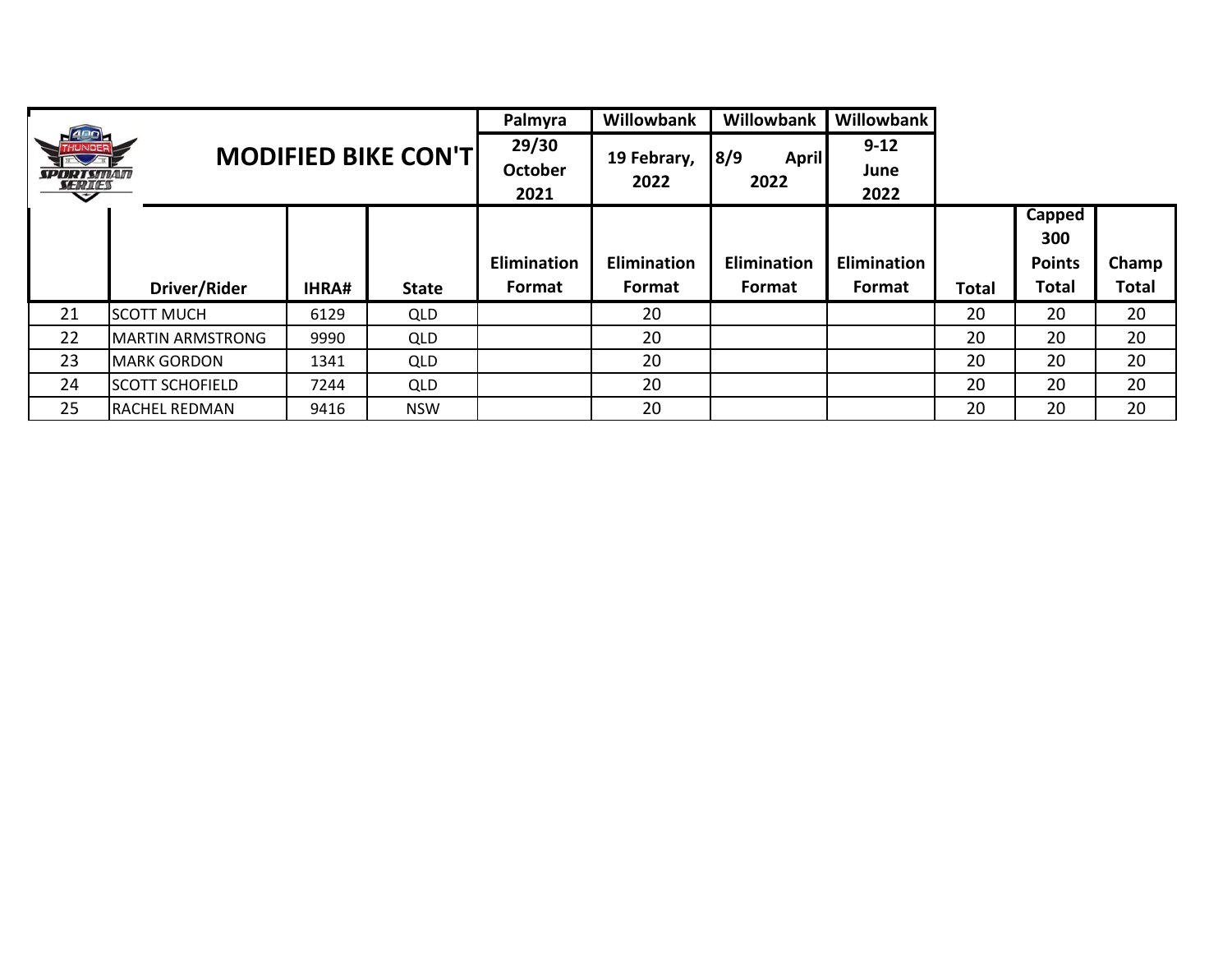| MODIFIED BIKE CON'T | | | | Palmyra 29/30 October 2021 | Willowbank 19 Febrary, 2022 | Willowbank 8/9 April 2022 | Willowbank 9-12 June 2022 | | | |
|---|---|---|---|---|---|---|---|---|---|---|
| | Driver/Rider | IHRA# | State | Elimination Format | Elimination Format | Elimination Format | Elimination Format | Total | Capped 300 Points Total | Champ Total |
| 21 | SCOTT MUCH | 6129 | QLD | | 20 | | | 20 | 20 | 20 |
| 22 | MARTIN ARMSTRONG | 9990 | QLD | | 20 | | | 20 | 20 | 20 |
| 23 | MARK GORDON | 1341 | QLD | | 20 | | | 20 | 20 | 20 |
| 24 | SCOTT SCHOFIELD | 7244 | QLD | | 20 | | | 20 | 20 | 20 |
| 25 | RACHEL REDMAN | 9416 | NSW | | 20 | | | 20 | 20 | 20 |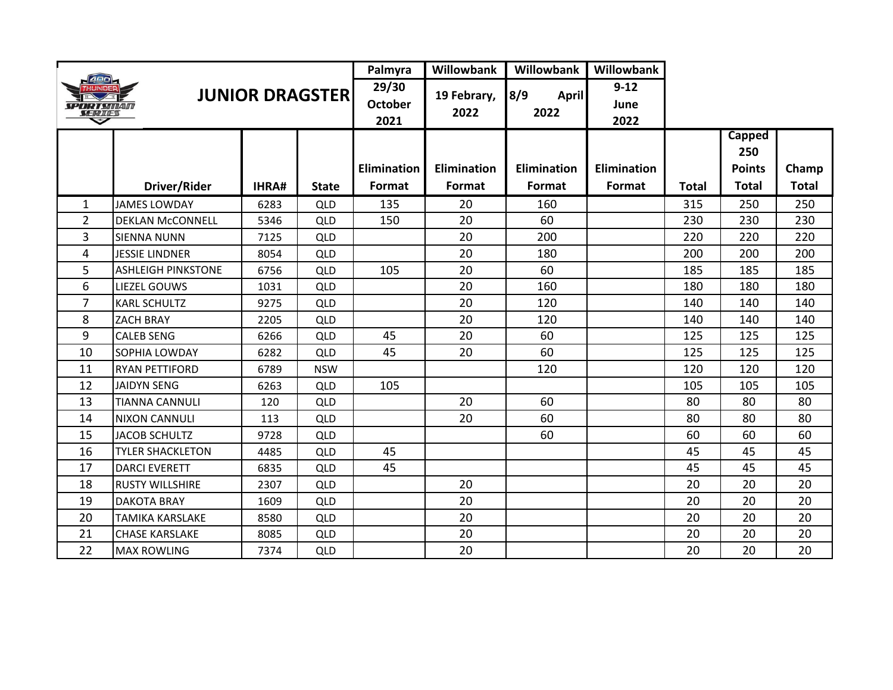| | JUNIOR DRAGSTER | | | Palmyra 29/30 October 2021 | Willowbank 19 Febrary, 2022 | Willowbank 8/9 April 2022 | Willowbank 9-12 June 2022 | | | |
|---|---|---|---|---|---|---|---|---|---|---|
| | Driver/Rider | IHRA# | State | Elimination Format | Elimination Format | Elimination Format | Elimination Format | Total | Capped 250 Points Total | Champ Total |
| 1 | JAMES LOWDAY | 6283 | QLD | 135 | 20 | 160 | | 315 | 250 | 250 |
| 2 | DEKLAN McCONNELL | 5346 | QLD | 150 | 20 | 60 | | 230 | 230 | 230 |
| 3 | SIENNA NUNN | 7125 | QLD | | 20 | 200 | | 220 | 220 | 220 |
| 4 | JESSIE LINDNER | 8054 | QLD | | 20 | 180 | | 200 | 200 | 200 |
| 5 | ASHLEIGH PINKSTONE | 6756 | QLD | 105 | 20 | 60 | | 185 | 185 | 185 |
| 6 | LIEZEL GOUWS | 1031 | QLD | | 20 | 160 | | 180 | 180 | 180 |
| 7 | KARL SCHULTZ | 9275 | QLD | | 20 | 120 | | 140 | 140 | 140 |
| 8 | ZACH BRAY | 2205 | QLD | | 20 | 120 | | 140 | 140 | 140 |
| 9 | CALEB SENG | 6266 | QLD | 45 | 20 | 60 | | 125 | 125 | 125 |
| 10 | SOPHIA LOWDAY | 6282 | QLD | 45 | 20 | 60 | | 125 | 125 | 125 |
| 11 | RYAN PETTIFORD | 6789 | NSW | | | 120 | | 120 | 120 | 120 |
| 12 | JAIDYN SENG | 6263 | QLD | 105 | | | | 105 | 105 | 105 |
| 13 | TIANNA CANNULI | 120 | QLD | | 20 | 60 | | 80 | 80 | 80 |
| 14 | NIXON CANNULI | 113 | QLD | | 20 | 60 | | 80 | 80 | 80 |
| 15 | JACOB SCHULTZ | 9728 | QLD | | | 60 | | 60 | 60 | 60 |
| 16 | TYLER SHACKLETON | 4485 | QLD | 45 | | | | 45 | 45 | 45 |
| 17 | DARCI EVERETT | 6835 | QLD | 45 | | | | 45 | 45 | 45 |
| 18 | RUSTY WILLSHIRE | 2307 | QLD | | 20 | | | 20 | 20 | 20 |
| 19 | DAKOTA BRAY | 1609 | QLD | | 20 | | | 20 | 20 | 20 |
| 20 | TAMIKA KARSLAKE | 8580 | QLD | | 20 | | | 20 | 20 | 20 |
| 21 | CHASE KARSLAKE | 8085 | QLD | | 20 | | | 20 | 20 | 20 |
| 22 | MAX ROWLING | 7374 | QLD | | 20 | | | 20 | 20 | 20 |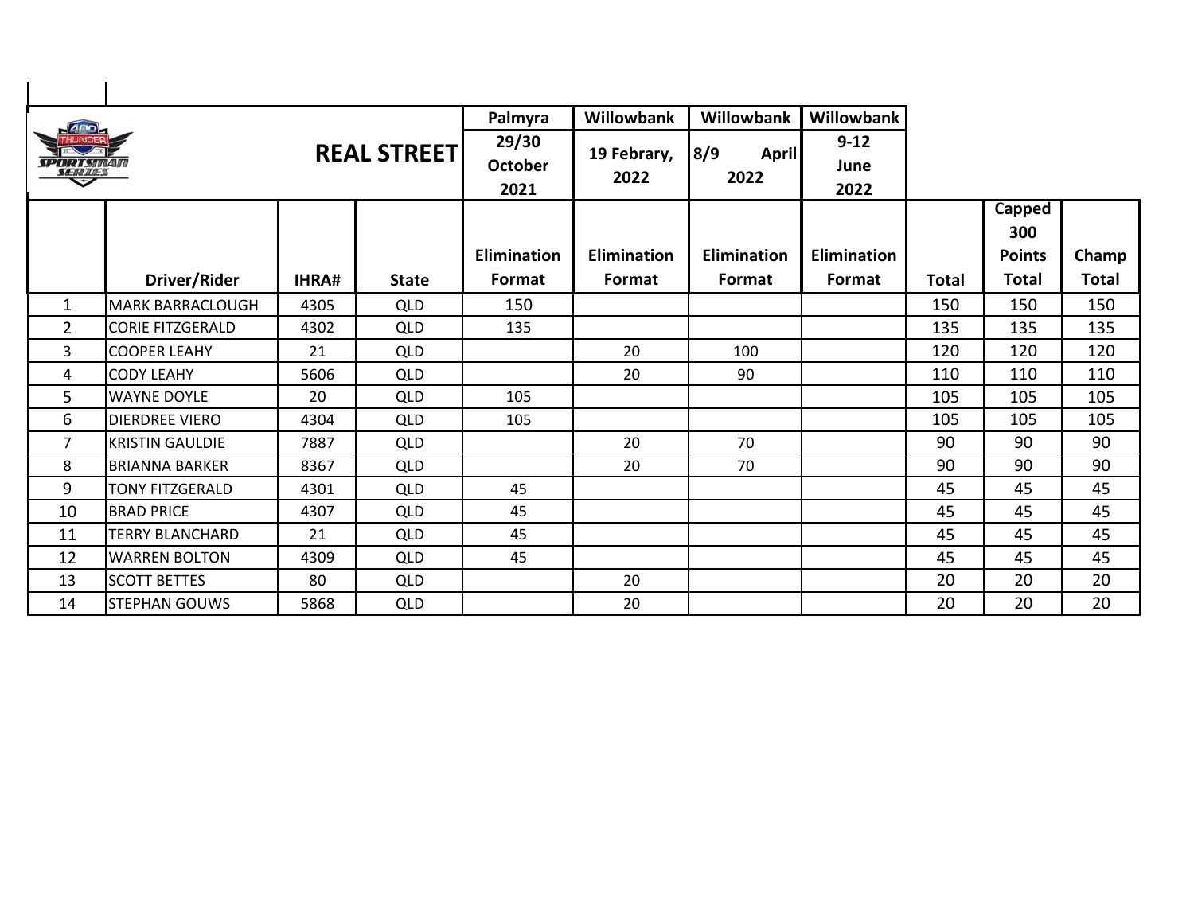| | REAL STREET | | | Palmyra 29/30 October 2021 | Willowbank 19 Febrary, 2022 | Willowbank 8/9 April 2022 | Willowbank 9-12 June 2022 | | | |
|---|---|---|---|---|---|---|---|---|---|---|
| | Driver/Rider | IHRA# | State | Elimination Format | Elimination Format | Elimination Format | Elimination Format | Total | Capped 300 Points Total | Champ Total |
| 1 | MARK BARRACLOUGH | 4305 | QLD | 150 | | | | 150 | 150 | 150 |
| 2 | CORIE FITZGERALD | 4302 | QLD | 135 | | | | 135 | 135 | 135 |
| 3 | COOPER LEAHY | 21 | QLD | | 20 | 100 | | 120 | 120 | 120 |
| 4 | CODY LEAHY | 5606 | QLD | | 20 | 90 | | 110 | 110 | 110 |
| 5 | WAYNE DOYLE | 20 | QLD | 105 | | | | 105 | 105 | 105 |
| 6 | DIERDREE VIERO | 4304 | QLD | 105 | | | | 105 | 105 | 105 |
| 7 | KRISTIN GAULDIE | 7887 | QLD | | 20 | 70 | | 90 | 90 | 90 |
| 8 | BRIANNA BARKER | 8367 | QLD | | 20 | 70 | | 90 | 90 | 90 |
| 9 | TONY FITZGERALD | 4301 | QLD | 45 | | | | 45 | 45 | 45 |
| 10 | BRAD PRICE | 4307 | QLD | 45 | | | | 45 | 45 | 45 |
| 11 | TERRY BLANCHARD | 21 | QLD | 45 | | | | 45 | 45 | 45 |
| 12 | WARREN BOLTON | 4309 | QLD | 45 | | | | 45 | 45 | 45 |
| 13 | SCOTT BETTES | 80 | QLD | | 20 | | | 20 | 20 | 20 |
| 14 | STEPHAN GOUWS | 5868 | QLD | | 20 | | | 20 | 20 | 20 |